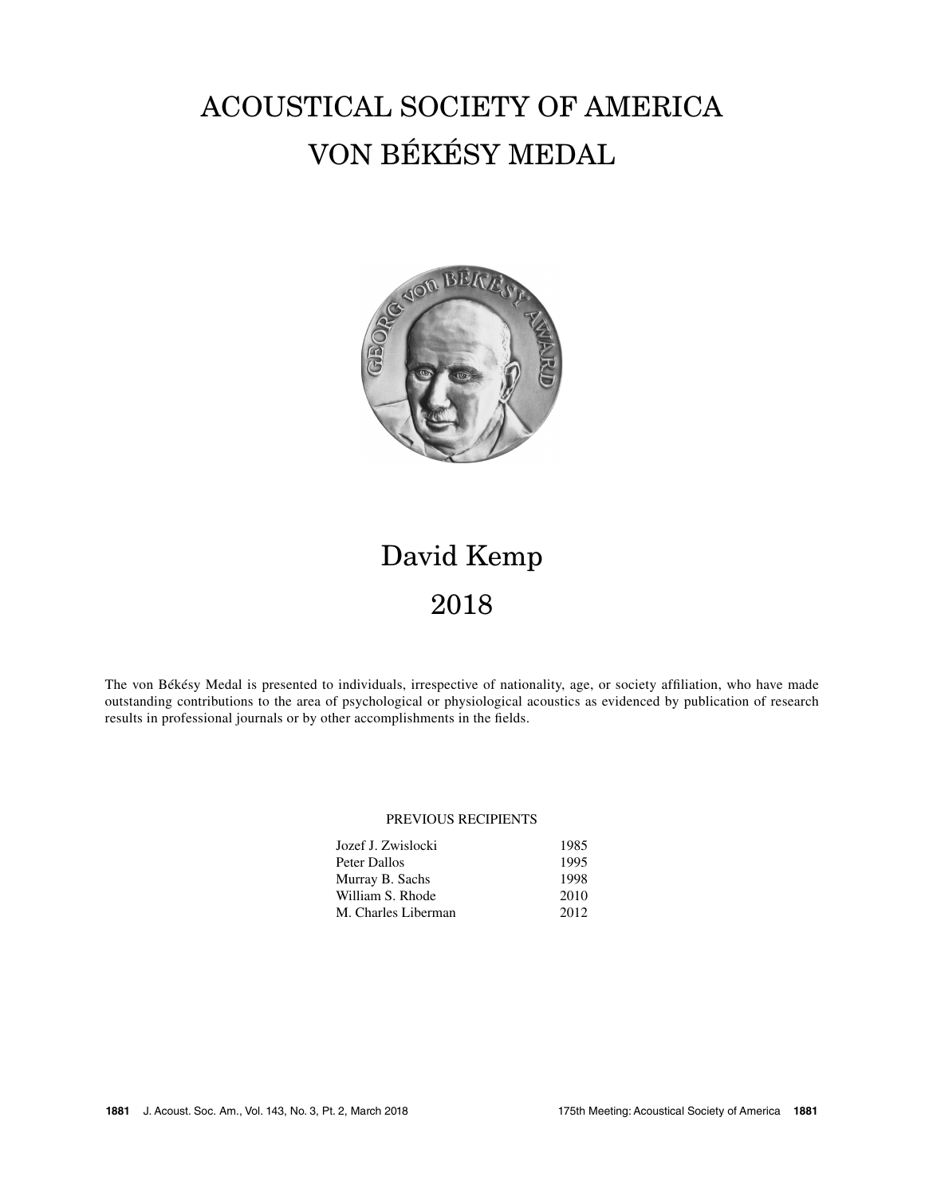# ACOUSTICAL SOCIETY OF AMERICA
# VON BÉKÉSY MEDAL

## David Kemp
## 2018

The von Békésy Medal is presented to individuals, irrespective of nationality, age, or society affiliation, who have made outstanding contributions to the area of psychological or physiological acoustics as evidenced by publication of research results in professional journals or by other accomplishments in the fields.

PREVIOUS RECIPIENTS

| | |
|---|---|
| Jozef J. Zwislocki | 1985 |
| Peter Dallos | 1995 |
| Murray B. Sachs | 1998 |
| William S. Rhode | 2010 |
| M. Charles Liberman | 2012 |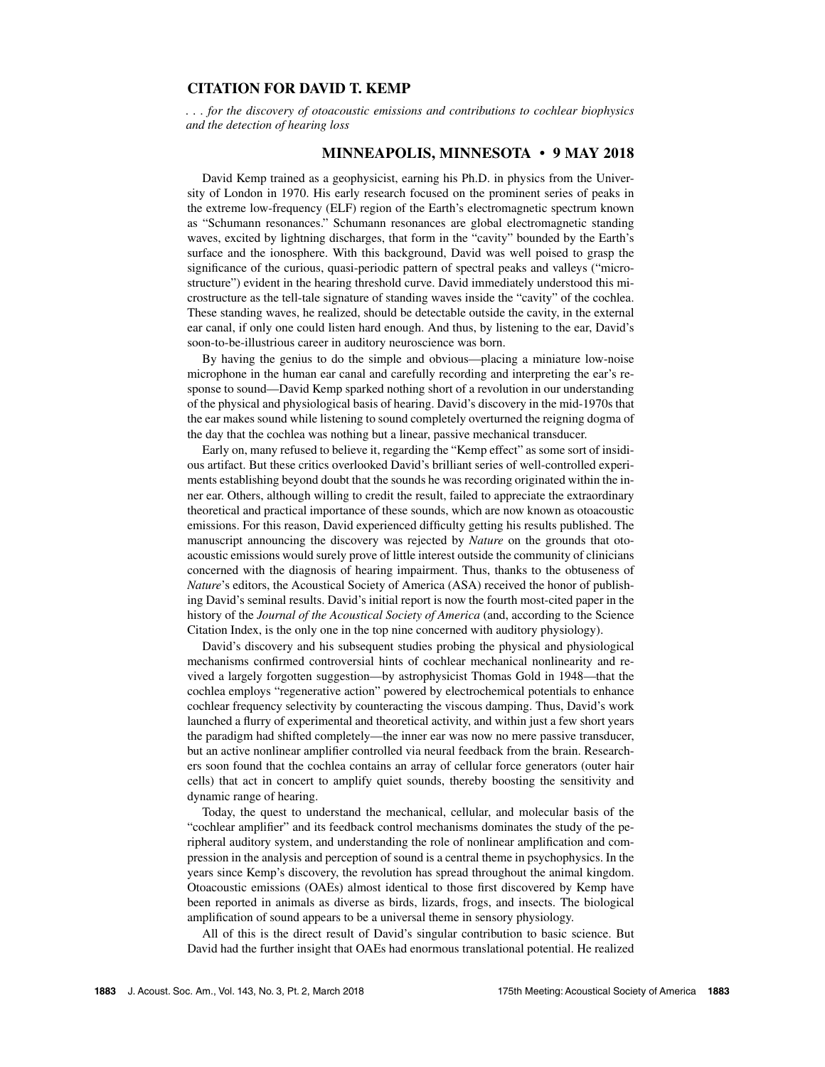## CITATION FOR DAVID T. KEMP

*. . . for the discovery of otoacoustic emissions and contributions to cochlear biophysics and the detection of hearing loss*

### MINNEAPOLIS, MINNESOTA • 9 MAY 2018

David Kemp trained as a geophysicist, earning his Ph.D. in physics from the University of London in 1970. His early research focused on the prominent series of peaks in the extreme low-frequency (ELF) region of the Earth's electromagnetic spectrum known as "Schumann resonances." Schumann resonances are global electromagnetic standing waves, excited by lightning discharges, that form in the "cavity" bounded by the Earth's surface and the ionosphere. With this background, David was well poised to grasp the significance of the curious, quasi-periodic pattern of spectral peaks and valleys ("microstructure") evident in the hearing threshold curve. David immediately understood this microstructure as the tell-tale signature of standing waves inside the "cavity" of the cochlea. These standing waves, he realized, should be detectable outside the cavity, in the external ear canal, if only one could listen hard enough. And thus, by listening to the ear, David's soon-to-be-illustrious career in auditory neuroscience was born.

By having the genius to do the simple and obvious—placing a miniature low-noise microphone in the human ear canal and carefully recording and interpreting the ear's response to sound—David Kemp sparked nothing short of a revolution in our understanding of the physical and physiological basis of hearing. David's discovery in the mid-1970s that the ear makes sound while listening to sound completely overturned the reigning dogma of the day that the cochlea was nothing but a linear, passive mechanical transducer.

Early on, many refused to believe it, regarding the "Kemp effect" as some sort of insidious artifact. But these critics overlooked David's brilliant series of well-controlled experiments establishing beyond doubt that the sounds he was recording originated within the inner ear. Others, although willing to credit the result, failed to appreciate the extraordinary theoretical and practical importance of these sounds, which are now known as otoacoustic emissions. For this reason, David experienced difficulty getting his results published. The manuscript announcing the discovery was rejected by *Nature* on the grounds that otoacoustic emissions would surely prove of little interest outside the community of clinicians concerned with the diagnosis of hearing impairment. Thus, thanks to the obtuseness of *Nature*'s editors, the Acoustical Society of America (ASA) received the honor of publishing David's seminal results. David's initial report is now the fourth most-cited paper in the history of the *Journal of the Acoustical Society of America* (and, according to the Science Citation Index, is the only one in the top nine concerned with auditory physiology).

David's discovery and his subsequent studies probing the physical and physiological mechanisms confirmed controversial hints of cochlear mechanical nonlinearity and revived a largely forgotten suggestion—by astrophysicist Thomas Gold in 1948—that the cochlea employs "regenerative action" powered by electrochemical potentials to enhance cochlear frequency selectivity by counteracting the viscous damping. Thus, David's work launched a flurry of experimental and theoretical activity, and within just a few short years the paradigm had shifted completely—the inner ear was now no mere passive transducer, but an active nonlinear amplifier controlled via neural feedback from the brain. Researchers soon found that the cochlea contains an array of cellular force generators (outer hair cells) that act in concert to amplify quiet sounds, thereby boosting the sensitivity and dynamic range of hearing.

Today, the quest to understand the mechanical, cellular, and molecular basis of the "cochlear amplifier" and its feedback control mechanisms dominates the study of the peripheral auditory system, and understanding the role of nonlinear amplification and compression in the analysis and perception of sound is a central theme in psychophysics. In the years since Kemp's discovery, the revolution has spread throughout the animal kingdom. Otoacoustic emissions (OAEs) almost identical to those first discovered by Kemp have been reported in animals as diverse as birds, lizards, frogs, and insects. The biological amplification of sound appears to be a universal theme in sensory physiology.

All of this is the direct result of David's singular contribution to basic science. But David had the further insight that OAEs had enormous translational potential. He realized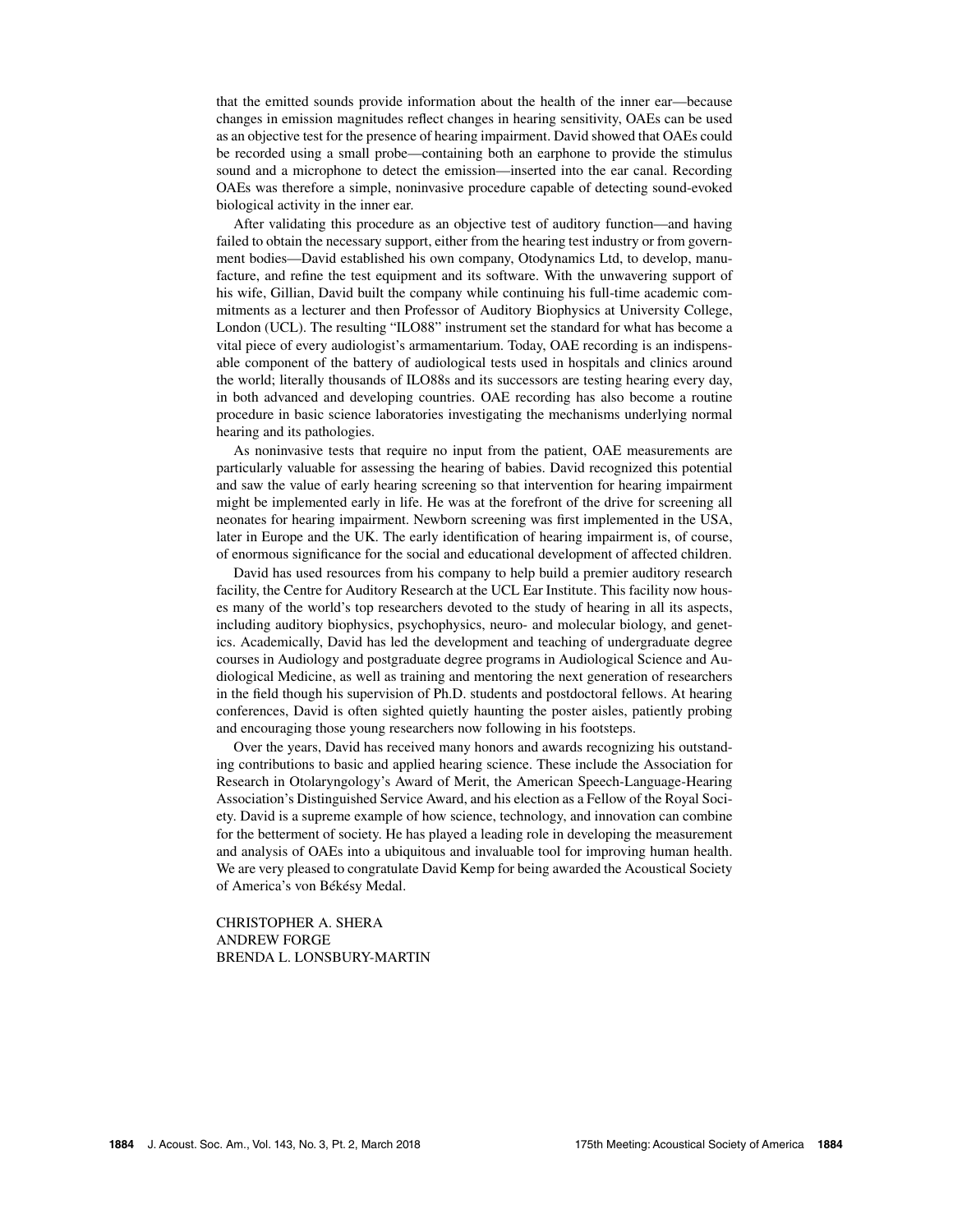that the emitted sounds provide information about the health of the inner ear—because changes in emission magnitudes reflect changes in hearing sensitivity, OAEs can be used as an objective test for the presence of hearing impairment. David showed that OAEs could be recorded using a small probe—containing both an earphone to provide the stimulus sound and a microphone to detect the emission—inserted into the ear canal. Recording OAEs was therefore a simple, noninvasive procedure capable of detecting sound-evoked biological activity in the inner ear.

After validating this procedure as an objective test of auditory function—and having failed to obtain the necessary support, either from the hearing test industry or from government bodies—David established his own company, Otodynamics Ltd, to develop, manufacture, and refine the test equipment and its software. With the unwavering support of his wife, Gillian, David built the company while continuing his full-time academic commitments as a lecturer and then Professor of Auditory Biophysics at University College, London (UCL). The resulting "ILO88" instrument set the standard for what has become a vital piece of every audiologist's armamentarium. Today, OAE recording is an indispensable component of the battery of audiological tests used in hospitals and clinics around the world; literally thousands of ILO88s and its successors are testing hearing every day, in both advanced and developing countries. OAE recording has also become a routine procedure in basic science laboratories investigating the mechanisms underlying normal hearing and its pathologies.

As noninvasive tests that require no input from the patient, OAE measurements are particularly valuable for assessing the hearing of babies. David recognized this potential and saw the value of early hearing screening so that intervention for hearing impairment might be implemented early in life. He was at the forefront of the drive for screening all neonates for hearing impairment. Newborn screening was first implemented in the USA, later in Europe and the UK. The early identification of hearing impairment is, of course, of enormous significance for the social and educational development of affected children.

David has used resources from his company to help build a premier auditory research facility, the Centre for Auditory Research at the UCL Ear Institute. This facility now houses many of the world's top researchers devoted to the study of hearing in all its aspects, including auditory biophysics, psychophysics, neuro- and molecular biology, and genetics. Academically, David has led the development and teaching of undergraduate degree courses in Audiology and postgraduate degree programs in Audiological Science and Audiological Medicine, as well as training and mentoring the next generation of researchers in the field though his supervision of Ph.D. students and postdoctoral fellows. At hearing conferences, David is often sighted quietly haunting the poster aisles, patiently probing and encouraging those young researchers now following in his footsteps.

Over the years, David has received many honors and awards recognizing his outstanding contributions to basic and applied hearing science. These include the Association for Research in Otolaryngology's Award of Merit, the American Speech-Language-Hearing Association's Distinguished Service Award, and his election as a Fellow of the Royal Society. David is a supreme example of how science, technology, and innovation can combine for the betterment of society. He has played a leading role in developing the measurement and analysis of OAEs into a ubiquitous and invaluable tool for improving human health. We are very pleased to congratulate David Kemp for being awarded the Acoustical Society of America's von Békésy Medal.

CHRISTOPHER A. SHERA
ANDREW FORGE
BRENDA L. LONSBURY-MARTIN